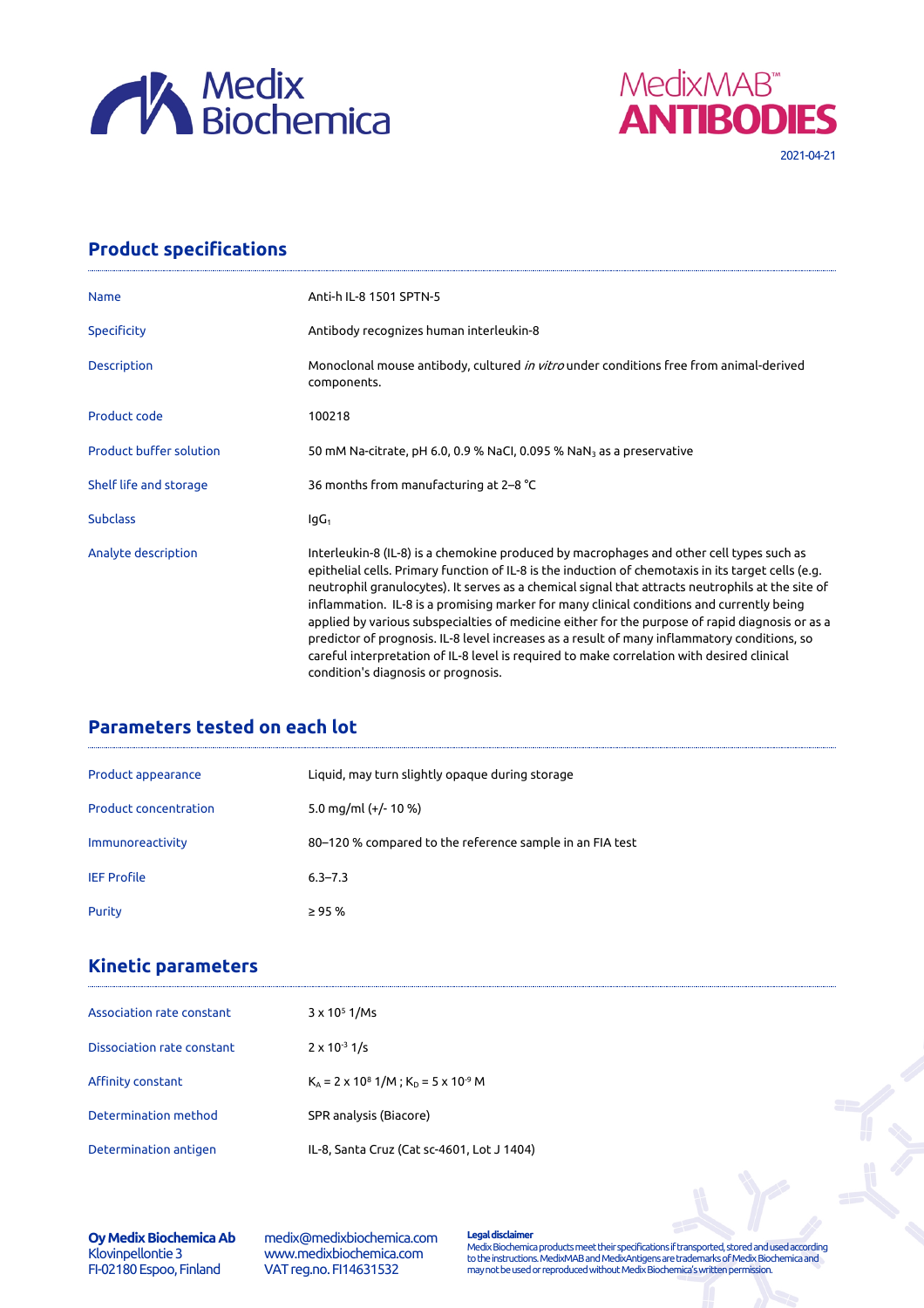Medix Biochemica

MedixMAB™ ANTIBODIES

2021-04-21

## Product specifications

| | |
|---|---|
| Name | Anti-h IL-8 1501 SPTN-5 |
| Specificity | Antibody recognizes human interleukin-8 |
| Description | Monoclonal mouse antibody, cultured *in vitro* under conditions free from animal-derived components. |
| Product code | 100218 |
| Product buffer solution | 50 mM Na-citrate, pH 6.0, 0.9 % NaCl, 0.095 % $NaN_3$ as a preservative |
| Shelf life and storage | 36 months from manufacturing at 2–8 °C |
| Subclass | $IgG_1$ |
| Analyte description | Interleukin-8 (IL-8) is a chemokine produced by macrophages and other cell types such as epithelial cells. Primary function of IL-8 is the induction of chemotaxis in its target cells (e.g. neutrophil granulocytes). It serves as a chemical signal that attracts neutrophils at the site of inflammation. IL-8 is a promising marker for many clinical conditions and currently being applied by various subspecialties of medicine either for the purpose of rapid diagnosis or as a predictor of prognosis. IL-8 level increases as a result of many inflammatory conditions, so careful interpretation of IL-8 level is required to make correlation with desired clinical condition's diagnosis or prognosis. |

## Parameters tested on each lot

| | |
|---|---|
| Product appearance | Liquid, may turn slightly opaque during storage |
| Product concentration | 5.0 mg/ml (+/- 10 %) |
| Immunoreactivity | 80–120 % compared to the reference sample in an FIA test |
| IEF Profile | 6.3–7.3 |
| Purity | ≥ 95 % |

## Kinetic parameters

| | |
|---|---|
| Association rate constant | $3 \times 10^5$ 1/Ms |
| Dissociation rate constant | $2 \times 10^{-3}$ 1/s |
| Affinity constant | $K_A = 2 \times 10^8$ 1/M ; $K_D = 5 \times 10^{-9}$ M |
| Determination method | SPR analysis (Biacore) |
| Determination antigen | IL-8, Santa Cruz (Cat sc-4601, Lot J 1404) |

**Oy Medix Biochemica Ab**
Klovinpellontie 3
FI-02180 Espoo, Finland

medix@medixbiochemica.com
www.medixbiochemica.com
VAT reg.no. FI14631532

**Legal disclaimer**
Medix Biochemica products meet their specifications if transported, stored and used according to the instructions. MedixMAB and MedixAntigens are trademarks of Medix Biochemica and may not be used or reproduced without Medix Biochemica's written permission.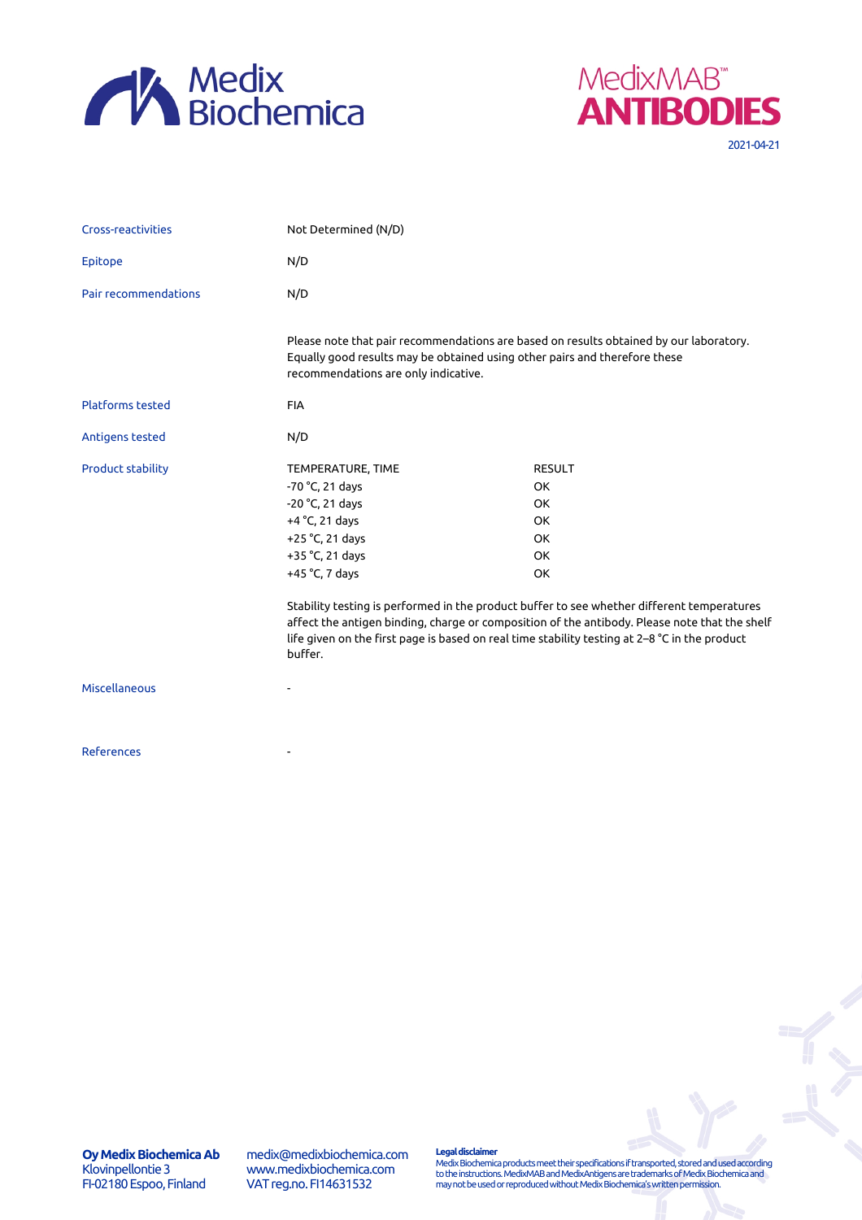Medix Biochemica

MedixMAB™ ANTIBODIES

2021-04-21

| | | |
|---|---|---|
| Cross-reactivities | Not Determined (N/D) | |
| Epitope | N/D | |
| Pair recommendations | N/D | |
| | Please note that pair recommendations are based on results obtained by our laboratory. Equally good results may be obtained using other pairs and therefore these recommendations are only indicative. | |
| Platforms tested | FIA | |
| Antigens tested | N/D | |
| Product stability | TEMPERATURE, TIME | RESULT |
| | -70 °C, 21 days | OK |
| | -20 °C, 21 days | OK |
| | +4 °C, 21 days | OK |
| | +25 °C, 21 days | OK |
| | +35 °C, 21 days | OK |
| | +45 °C, 7 days | OK |
| | Stability testing is performed in the product buffer to see whether different temperatures affect the antigen binding, charge or composition of the antibody. Please note that the shelf life given on the first page is based on real time stability testing at 2–8 °C in the product buffer. | |
| Miscellaneous | - | |
| References | - | |

**Oy Medix Biochemica Ab**
Klovinpellontie 3
FI-02180 Espoo, Finland

medix@medixbiochemica.com
www.medixbiochemica.com
VAT reg.no. FI14631532

**Legal disclaimer**
Medix Biochemica products meet their specifications if transported, stored and used according to the instructions. MedixMAB and MedixAntigens are trademarks of Medix Biochemica and may not be used or reproduced without Medix Biochemica's written permission.